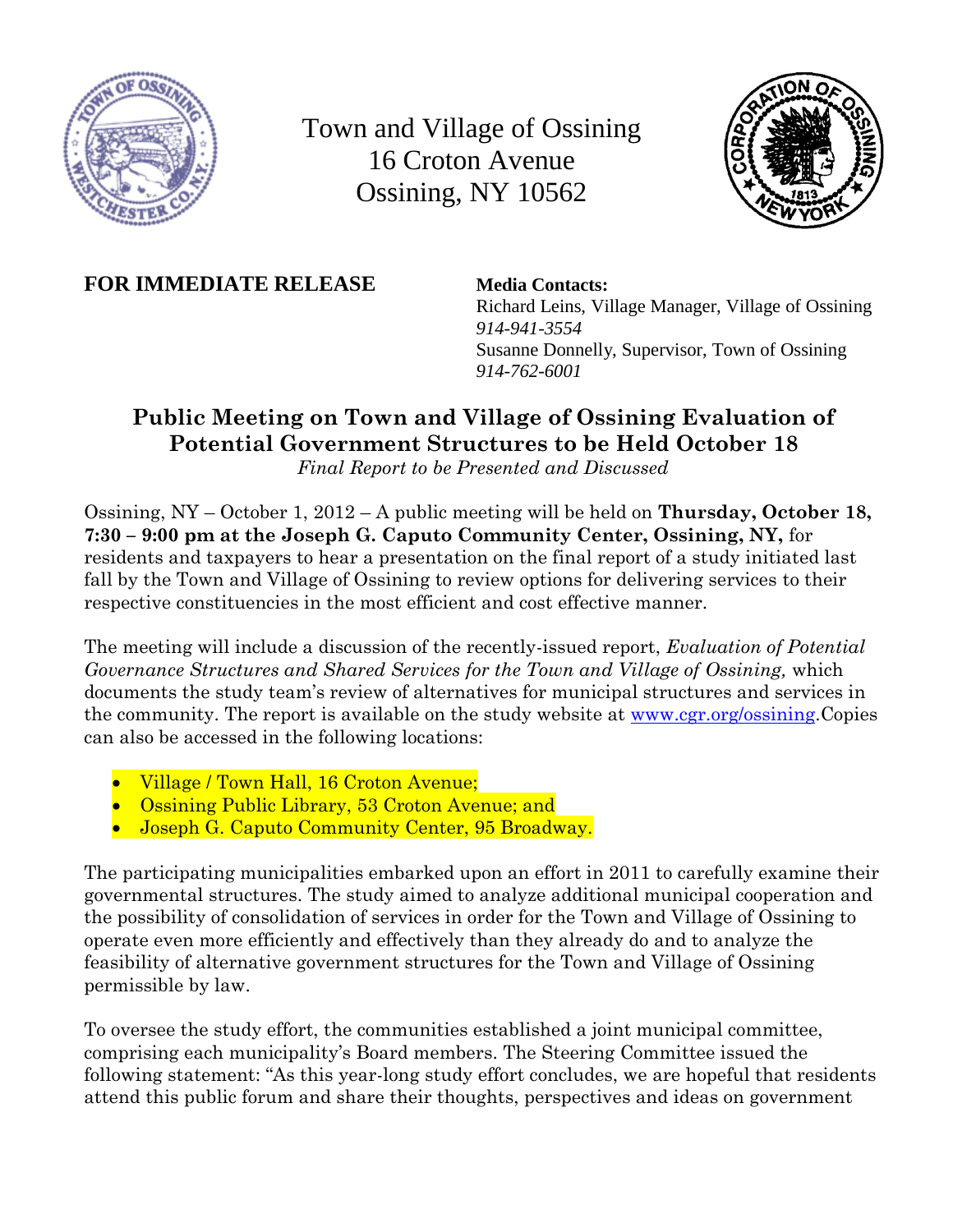Town and Village of Ossining
16 Croton Avenue
Ossining, NY 10562

**FOR IMMEDIATE RELEASE**

**Media Contacts:**
Richard Leins, Village Manager, Village of Ossining
*914-941-3554*
Susanne Donnelly, Supervisor, Town of Ossining
*914-762-6001*

## Public Meeting on Town and Village of Ossining Evaluation of Potential Government Structures to be Held October 18

*Final Report to be Presented and Discussed*

Ossining, NY – October 1, 2012 – A public meeting will be held on **Thursday, October 18, 7:30 – 9:00 pm at the Joseph G. Caputo Community Center, Ossining, NY,** for residents and taxpayers to hear a presentation on the final report of a study initiated last fall by the Town and Village of Ossining to review options for delivering services to their respective constituencies in the most efficient and cost effective manner.

The meeting will include a discussion of the recently-issued report, *Evaluation of Potential Governance Structures and Shared Services for the Town and Village of Ossining,* which documents the study team's review of alternatives for municipal structures and services in the community. The report is available on the study website at www.cgr.org/ossining.Copies can also be accessed in the following locations:

- Village / Town Hall, 16 Croton Avenue;
- Ossining Public Library, 53 Croton Avenue; and
- Joseph G. Caputo Community Center, 95 Broadway.

The participating municipalities embarked upon an effort in 2011 to carefully examine their governmental structures. The study aimed to analyze additional municipal cooperation and the possibility of consolidation of services in order for the Town and Village of Ossining to operate even more efficiently and effectively than they already do and to analyze the feasibility of alternative government structures for the Town and Village of Ossining permissible by law.

To oversee the study effort, the communities established a joint municipal committee, comprising each municipality's Board members. The Steering Committee issued the following statement: "As this year-long study effort concludes, we are hopeful that residents attend this public forum and share their thoughts, perspectives and ideas on government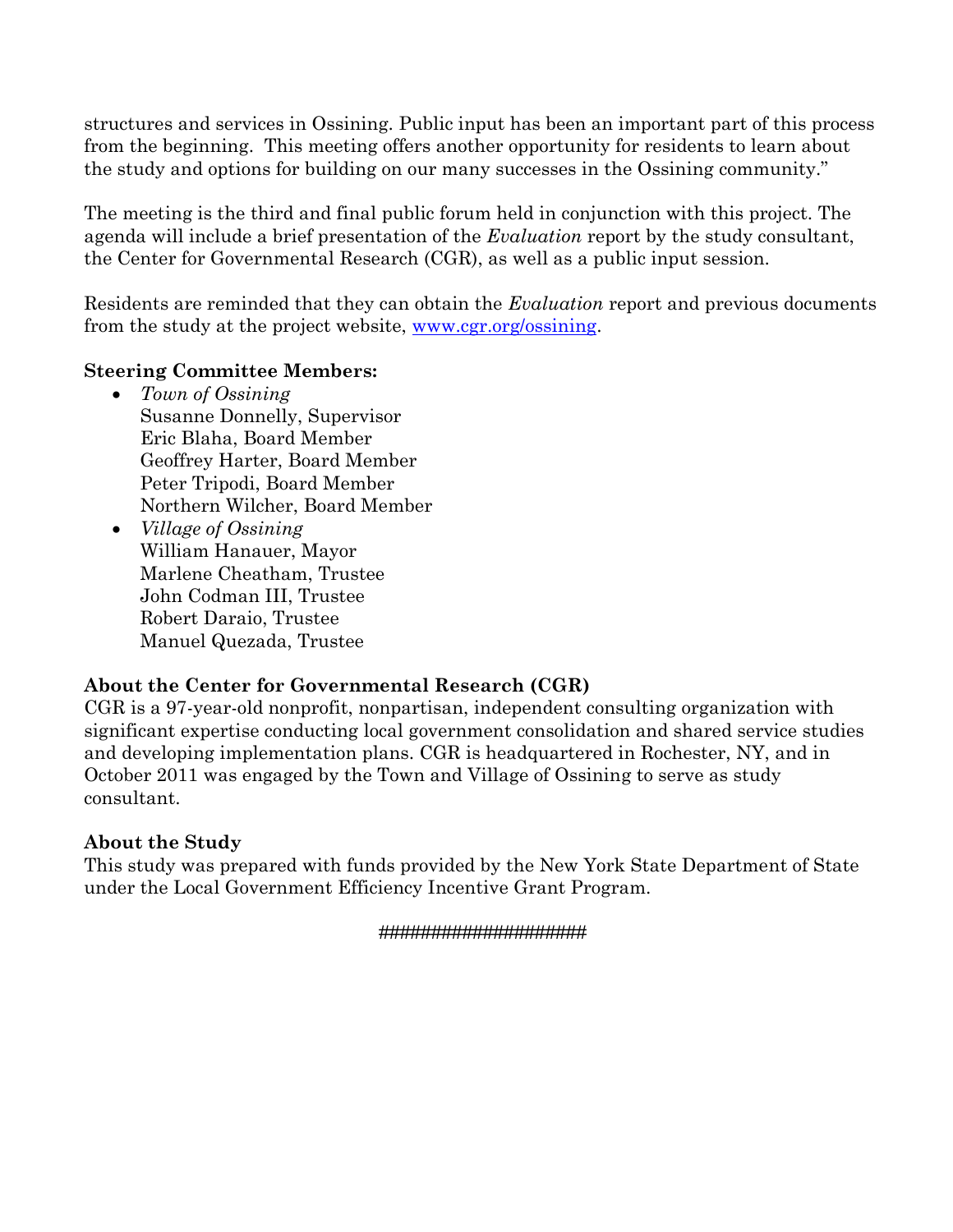structures and services in Ossining. Public input has been an important part of this process from the beginning. This meeting offers another opportunity for residents to learn about the study and options for building on our many successes in the Ossining community."

The meeting is the third and final public forum held in conjunction with this project. The agenda will include a brief presentation of the *Evaluation* report by the study consultant, the Center for Governmental Research (CGR), as well as a public input session.

Residents are reminded that they can obtain the *Evaluation* report and previous documents from the study at the project website, [www.cgr.org/ossining](www.cgr.org/ossining).

**Steering Committee Members:**

- *Town of Ossining*
  Susanne Donnelly, Supervisor
  Eric Blaha, Board Member
  Geoffrey Harter, Board Member
  Peter Tripodi, Board Member
  Northern Wilcher, Board Member
- *Village of Ossining*
  William Hanauer, Mayor
  Marlene Cheatham, Trustee
  John Codman III, Trustee
  Robert Daraio, Trustee
  Manuel Quezada, Trustee

**About the Center for Governmental Research (CGR)**

CGR is a 97-year-old nonprofit, nonpartisan, independent consulting organization with significant expertise conducting local government consolidation and shared service studies and developing implementation plans. CGR is headquartered in Rochester, NY, and in October 2011 was engaged by the Town and Village of Ossining to serve as study consultant.

**About the Study**

This study was prepared with funds provided by the New York State Department of State under the Local Government Efficiency Incentive Grant Program.

####################